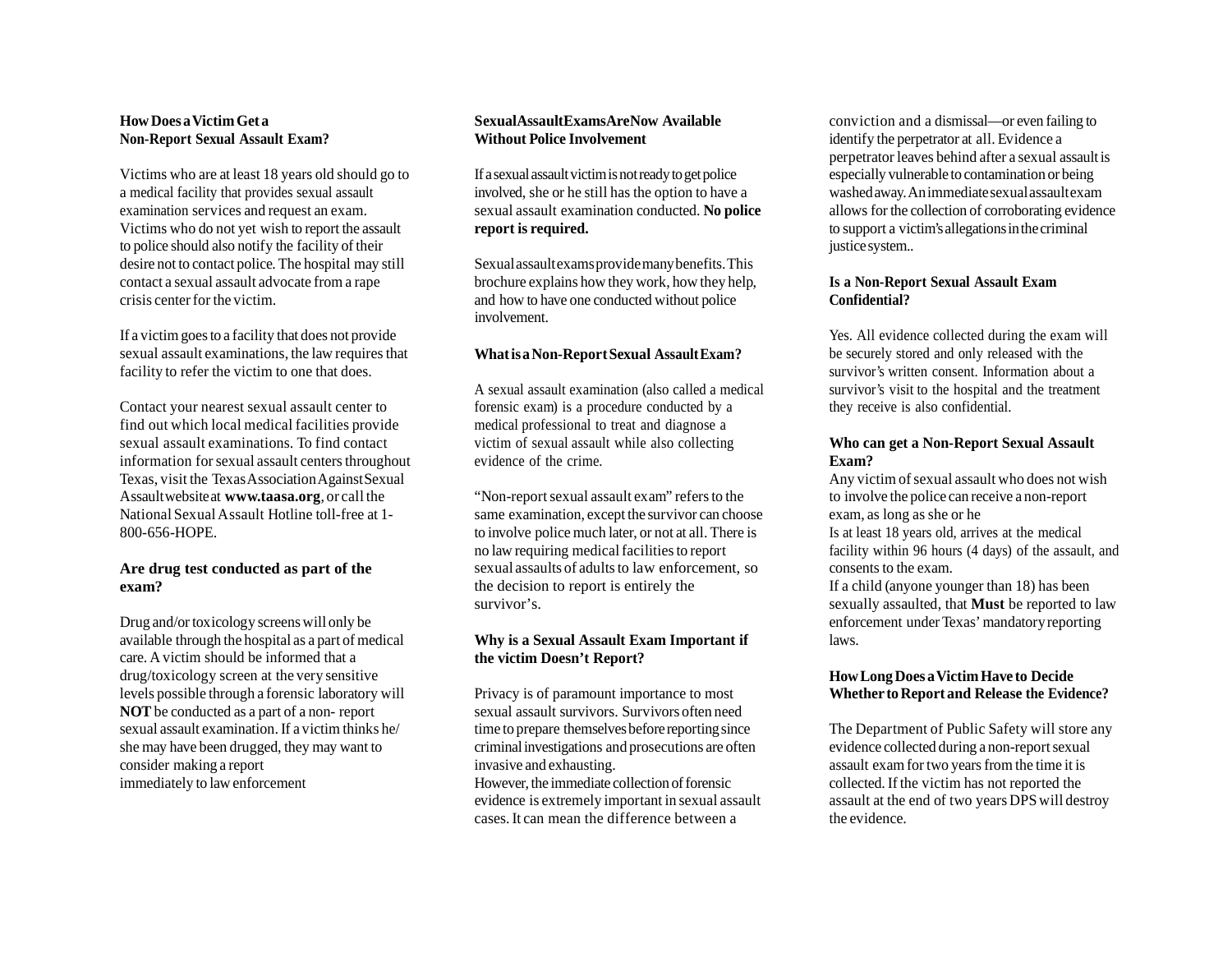## How Does a Victim Get a Non-Report Sexual Assault Exam?

Victims who are at least 18 years old should go to a medical facility that provides sexual assault examination services and request an exam. Victims who do not yet wish to report the assault to police should also notify the facility of their desire not to contact police. The hospital may still contact a sexual assault advocate from a rape crisis center for the victim.

If a victim goes to a facility that does not provide sexual assault examinations, the law requires that facility to refer the victim to one that does.

Contact your nearest sexual assault center to find out which local medical facilities provide sexual assault examinations. To find contact information for sexual assault centers throughout Texas, visit the Texas Association Against Sexual Assault website at **www.taasa.org**, or call the National Sexual Assault Hotline toll-free at 1-800-656-HOPE.

## Are drug test conducted as part of the exam?

Drug and/or toxicology screens will only be available through the hospital as a part of medical care. A victim should be informed that a drug/toxicology screen at the very sensitive levels possible through a forensic laboratory will **NOT** be conducted as a part of a non- report sexual assault examination. If a victim thinks he/she may have been drugged, they may want to consider making a report immediately to law enforcement

## Sexual Assault Exams Are Now Available Without Police Involvement

If a sexual assault victim is not ready to get police involved, she or he still has the option to have a sexual assault examination conducted. **No police report is required.**

Sexual assault exams provide many benefits. This brochure explains how they work, how they help, and how to have one conducted without police involvement.

## What is a Non-Report Sexual Assault Exam?

A sexual assault examination (also called a medical forensic exam) is a procedure conducted by a medical professional to treat and diagnose a victim of sexual assault while also collecting evidence of the crime.

"Non-report sexual assault exam" refers to the same examination, except the survivor can choose to involve police much later, or not at all. There is no law requiring medical facilities to report sexual assaults of adults to law enforcement, so the decision to report is entirely the survivor's.

## Why is a Sexual Assault Exam Important if the victim Doesn't Report?

Privacy is of paramount importance to most sexual assault survivors. Survivors often need time to prepare themselves before reporting since criminal investigations and prosecutions are often invasive and exhausting.
However, the immediate collection of forensic evidence is extremely important in sexual assault cases. It can mean the difference between a conviction and a dismissal—or even failing to identify the perpetrator at all. Evidence a perpetrator leaves behind after a sexual assault is especially vulnerable to contamination or being washed away. An immediate sexual assault exam allows for the collection of corroborating evidence to support a victim's allegations in the criminal justice system..

## Is a Non-Report Sexual Assault Exam Confidential?

Yes. All evidence collected during the exam will be securely stored and only released with the survivor's written consent. Information about a survivor's visit to the hospital and the treatment they receive is also confidential.

## Who can get a Non-Report Sexual Assault Exam?

Any victim of sexual assault who does not wish to involve the police can receive a non-report exam, as long as she or he
Is at least 18 years old, arrives at the medical facility within 96 hours (4 days) of the assault, and consents to the exam.
If a child (anyone younger than 18) has been sexually assaulted, that **Must** be reported to law enforcement under Texas' mandatory reporting laws.

## How Long Does a Victim Have to Decide Whether to Report and Release the Evidence?

The Department of Public Safety will store any evidence collected during a non-report sexual assault exam for two years from the time it is collected. If the victim has not reported the assault at the end of two years DPS will destroy the evidence.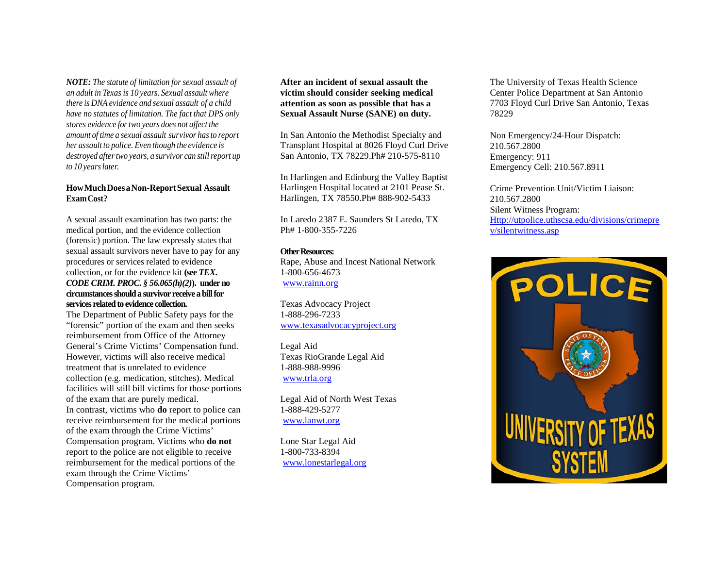***NOTE:*** *The statute of limitation for sexual assault of an adult in Texas is 10 years. Sexual assault where there is DNA evidence and sexual assault of a child have no statutes of limitation. The fact that DPS only stores evidence for two years does not affect the amount of time a sexual assault survivor has to report her assault to police. Even though the evidence is destroyed after two years, a survivor can still report up to 10 years later.*

**How Much Does a Non-Report Sexual Assault Exam Cost?**

A sexual assault examination has two parts: the medical portion, and the evidence collection (forensic) portion. The law expressly states that sexual assault survivors never have to pay for any procedures or services related to evidence collection, or for the evidence kit **(see *TEX. CODE CRIM. PROC. § 56.065(h)(2)*). under no circumstances should a survivor receive a bill for services related to evidence collection.**

The Department of Public Safety pays for the "forensic" portion of the exam and then seeks reimbursement from Office of the Attorney General's Crime Victims' Compensation fund. However, victims will also receive medical treatment that is unrelated to evidence collection (e.g. medication, stitches). Medical facilities will still bill victims for those portions of the exam that are purely medical.

In contrast, victims who **do** report to police can receive reimbursement for the medical portions of the exam through the Crime Victims' Compensation program. Victims who **do not** report to the police are not eligible to receive reimbursement for the medical portions of the exam through the Crime Victims' Compensation program.

**After an incident of sexual assault the victim should consider seeking medical attention as soon as possible that has a Sexual Assault Nurse (SANE) on duty.**

In San Antonio the Methodist Specialty and Transplant Hospital at 8026 Floyd Curl Drive San Antonio, TX 78229.Ph# 210-575-8110

In Harlingen and Edinburg the Valley Baptist Harlingen Hospital located at 2101 Pease St. Harlingen, TX 78550.Ph# 888-902-5433

In Laredo 2387 E. Saunders St Laredo, TX Ph# 1-800-355-7226

**Other Resources:**

Rape, Abuse and Incest National Network
1-800-656-4673
www.rainn.org

Texas Advocacy Project
1-888-296-7233
www.texasadvocacyproject.org

Legal Aid
Texas RioGrande Legal Aid
1-888-988-9996
www.trla.org

Legal Aid of North West Texas
1-888-429-5277
www.lanwt.org

Lone Star Legal Aid
1-800-733-8394
www.lonestarlegal.org

The University of Texas Health Science Center Police Department at San Antonio
7703 Floyd Curl Drive San Antonio, Texas 78229

Non Emergency/24-Hour Dispatch: 210.567.2800
Emergency: 911
Emergency Cell: 210.567.8911

Crime Prevention Unit/Victim Liaison: 210.567.2800
Silent Witness Program:
Http://utpolice.uthscsa.edu/divisions/crimeprev/silentwitness.asp